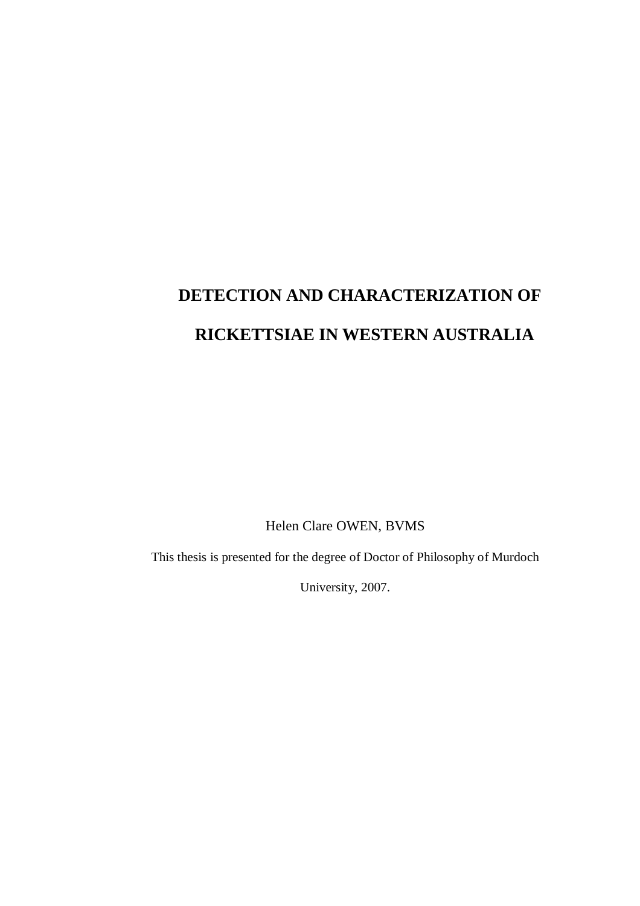# DETECTION AND CHARACTERIZATION OF RICKETTSIAE IN WESTERN AUSTRALIA

Helen Clare OWEN, BVMS

This thesis is presented for the degree of Doctor of Philosophy of Murdoch University, 2007.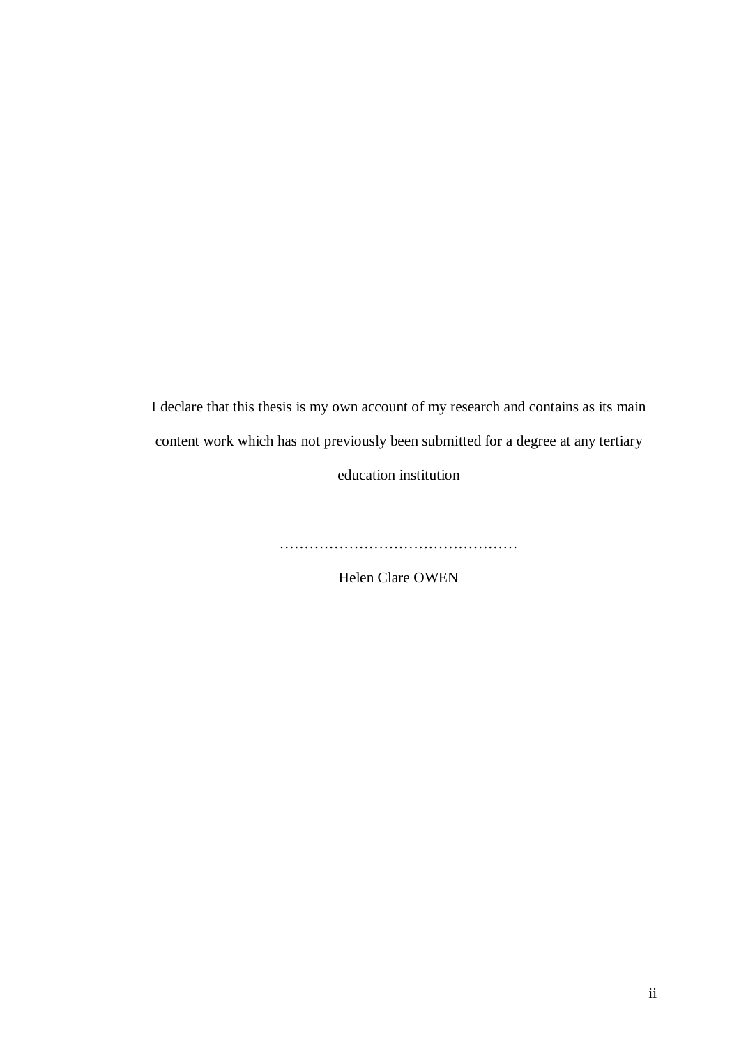I declare that this thesis is my own account of my research and contains as its main content work which has not previously been submitted for a degree at any tertiary education institution

…………………………………………

Helen Clare OWEN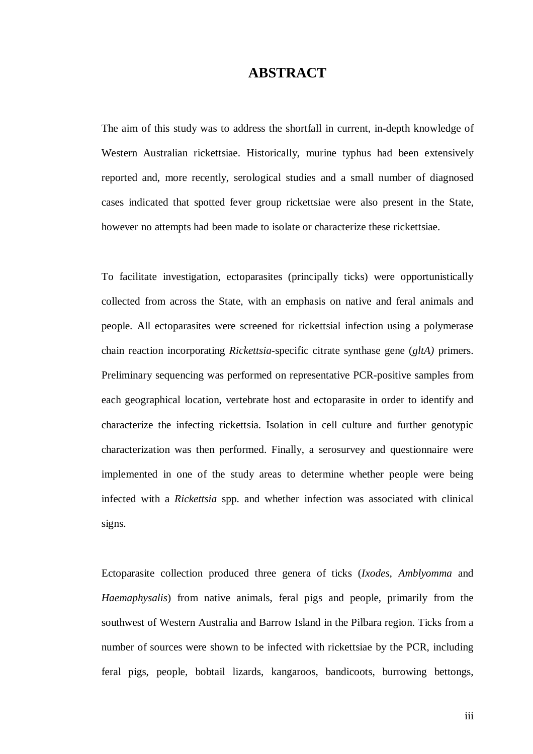# ABSTRACT

The aim of this study was to address the shortfall in current, in-depth knowledge of Western Australian rickettsiae. Historically, murine typhus had been extensively reported and, more recently, serological studies and a small number of diagnosed cases indicated that spotted fever group rickettsiae were also present in the State, however no attempts had been made to isolate or characterize these rickettsiae.

To facilitate investigation, ectoparasites (principally ticks) were opportunistically collected from across the State, with an emphasis on native and feral animals and people. All ectoparasites were screened for rickettsial infection using a polymerase chain reaction incorporating *Rickettsia*-specific citrate synthase gene (*gltA)* primers. Preliminary sequencing was performed on representative PCR-positive samples from each geographical location, vertebrate host and ectoparasite in order to identify and characterize the infecting rickettsia. Isolation in cell culture and further genotypic characterization was then performed. Finally, a serosurvey and questionnaire were implemented in one of the study areas to determine whether people were being infected with a *Rickettsia* spp. and whether infection was associated with clinical signs.

Ectoparasite collection produced three genera of ticks (*Ixodes*, *Amblyomma* and *Haemaphysalis*) from native animals, feral pigs and people, primarily from the southwest of Western Australia and Barrow Island in the Pilbara region. Ticks from a number of sources were shown to be infected with rickettsiae by the PCR, including feral pigs, people, bobtail lizards, kangaroos, bandicoots, burrowing bettongs,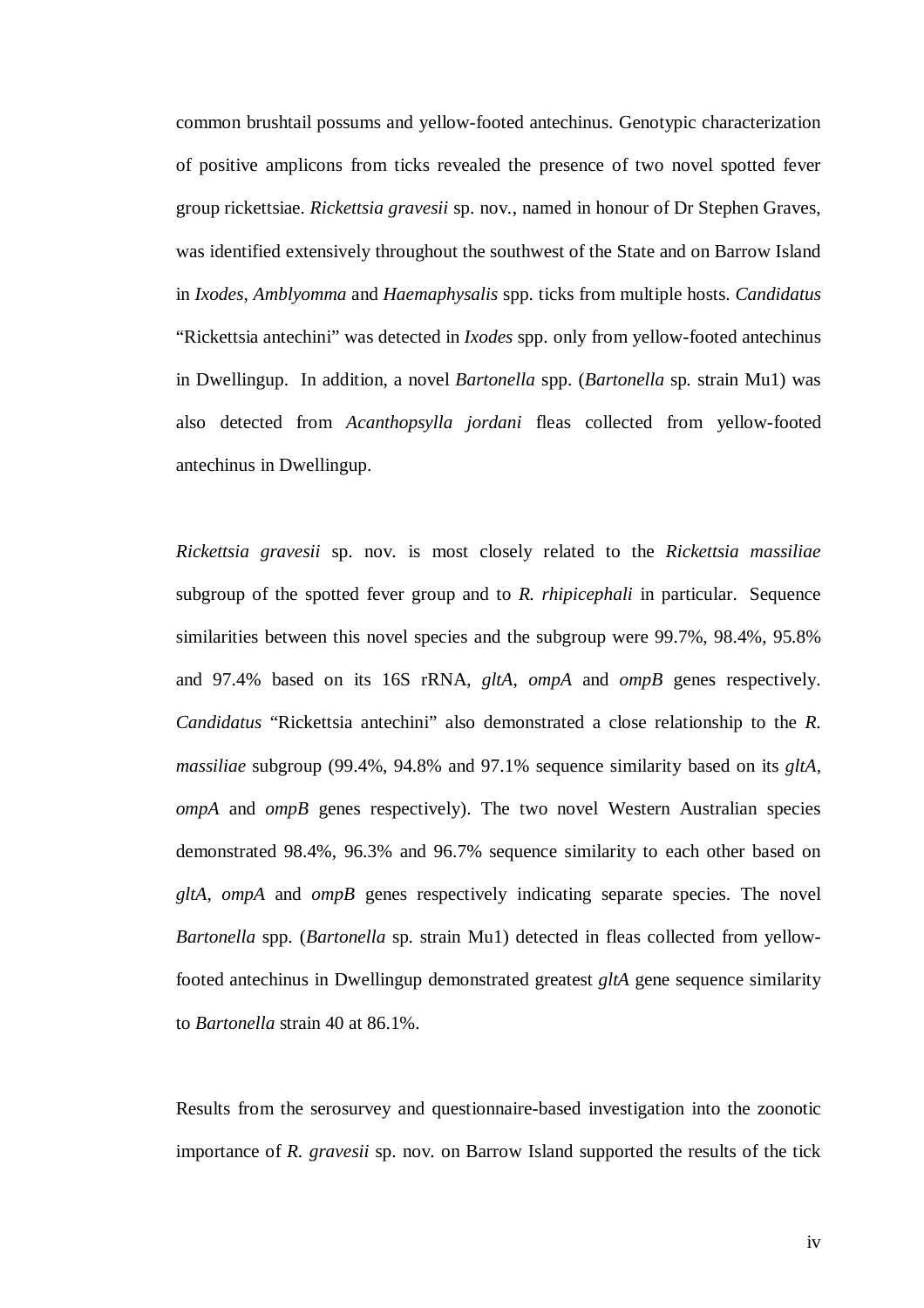common brushtail possums and yellow-footed antechinus. Genotypic characterization of positive amplicons from ticks revealed the presence of two novel spotted fever group rickettsiae. *Rickettsia gravesii* sp. nov., named in honour of Dr Stephen Graves, was identified extensively throughout the southwest of the State and on Barrow Island in *Ixodes*, *Amblyomma* and *Haemaphysalis* spp. ticks from multiple hosts. *Candidatus* "Rickettsia antechini" was detected in *Ixodes* spp. only from yellow-footed antechinus in Dwellingup. In addition, a novel *Bartonella* spp. (*Bartonella* sp. strain Mu1) was also detected from *Acanthopsylla jordani* fleas collected from yellow-footed antechinus in Dwellingup.

*Rickettsia gravesii* sp. nov. is most closely related to the *Rickettsia massiliae* subgroup of the spotted fever group and to *R. rhipicephali* in particular. Sequence similarities between this novel species and the subgroup were 99.7%, 98.4%, 95.8% and 97.4% based on its 16S rRNA, *gltA*, *ompA* and *ompB* genes respectively. *Candidatus* "Rickettsia antechini" also demonstrated a close relationship to the *R. massiliae* subgroup (99.4%, 94.8% and 97.1% sequence similarity based on its *gltA*, *ompA* and *ompB* genes respectively). The two novel Western Australian species demonstrated 98.4%, 96.3% and 96.7% sequence similarity to each other based on *gltA*, *ompA* and *ompB* genes respectively indicating separate species. The novel *Bartonella* spp. (*Bartonella* sp. strain Mu1) detected in fleas collected from yellow-footed antechinus in Dwellingup demonstrated greatest *gltA* gene sequence similarity to *Bartonella* strain 40 at 86.1%.

Results from the serosurvey and questionnaire-based investigation into the zoonotic importance of *R. gravesii* sp. nov. on Barrow Island supported the results of the tick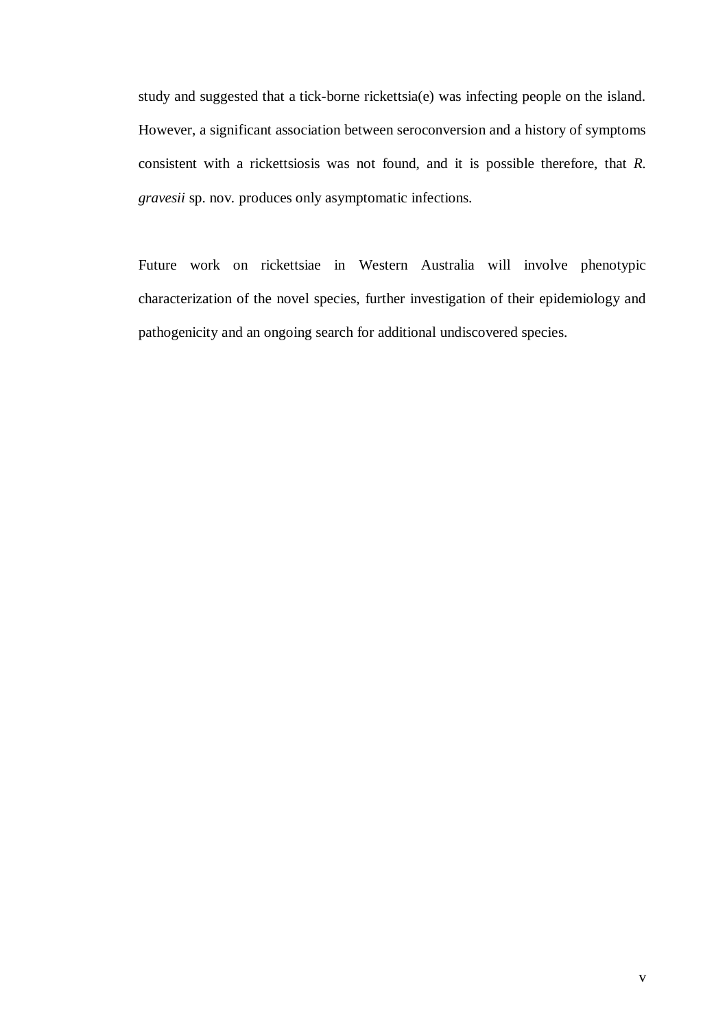study and suggested that a tick-borne rickettsia(e) was infecting people on the island. However, a significant association between seroconversion and a history of symptoms consistent with a rickettsiosis was not found, and it is possible therefore, that *R. gravesii* sp. nov. produces only asymptomatic infections.

Future work on rickettsiae in Western Australia will involve phenotypic characterization of the novel species, further investigation of their epidemiology and pathogenicity and an ongoing search for additional undiscovered species.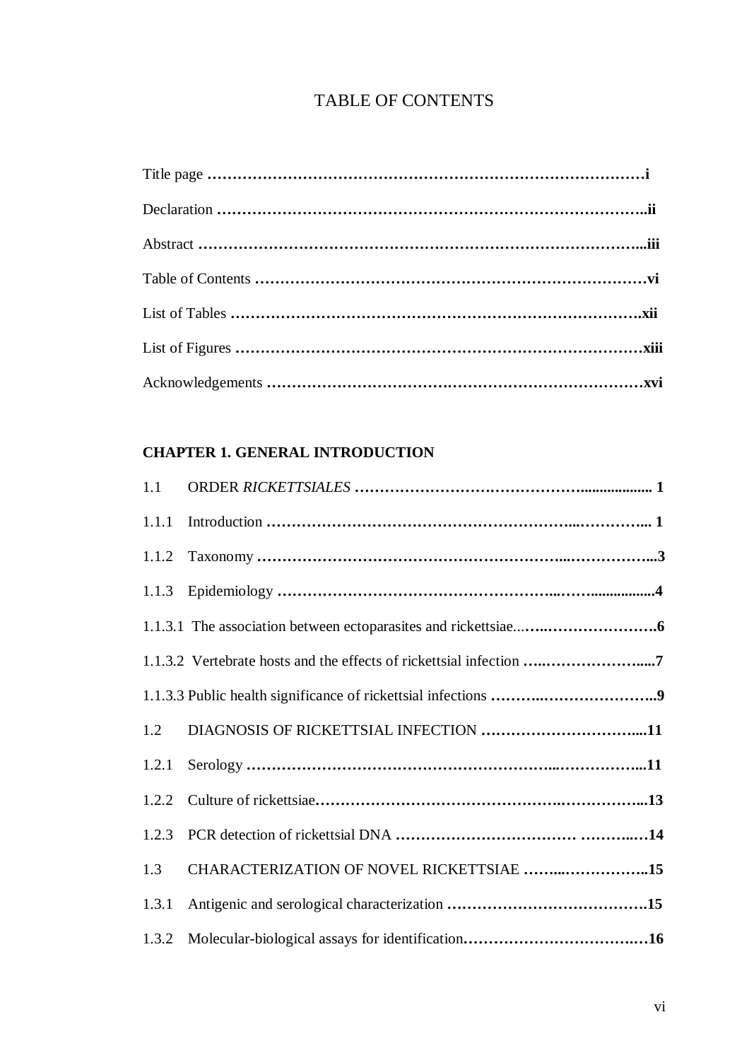# TABLE OF CONTENTS

Title page ............................................................................................i

Declaration ..........................................................................................ii

Abstract ...............................................................................................iii

Table of Contents ..................................................................................vi

List of Tables ........................................................................................xii

List of Figures ......................................................................................xiii

Acknowledgements .................................................................................xvi

**CHAPTER 1. GENERAL INTRODUCTION**

1.1 ORDER *RICKETTSIALES* ........................................................................ 1

1.1.1 Introduction ........................................................................................ 1

1.1.2 Taxonomy ..............................................................................................3

1.1.3 Epidemiology ..........................................................................................4

1.1.3.1 The association between ectoparasites and rickettsiae.................................6

1.1.3.2 Vertebrate hosts and the effects of rickettsial infection ..............................7

1.1.3.3 Public health significance of rickettsial infections .......................................9

1.2 DIAGNOSIS OF RICKETTSIAL INFECTION ..............................................11

1.2.1 Serology ..............................................................................................11

1.2.2 Culture of rickettsiae...............................................................................13

1.2.3 PCR detection of rickettsial DNA ..............................................................14

1.3 CHARACTERIZATION OF NOVEL RICKETTSIAE ...................................15

1.3.1 Antigenic and serological characterization ....................................................15

1.3.2 Molecular-biological assays for identification...............................................16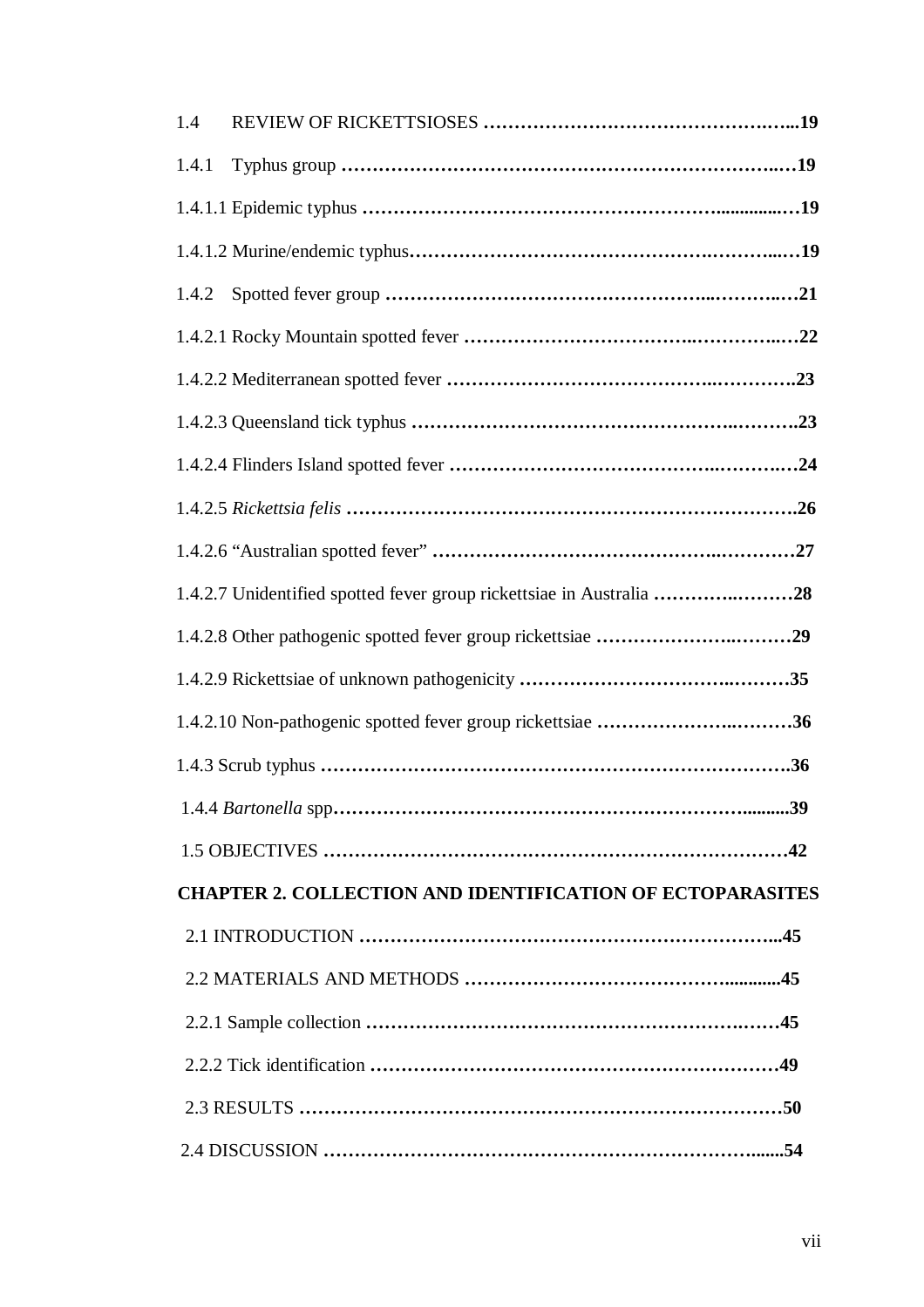1.4 REVIEW OF RICKETTSIOSES ……………………………………………...**19**

1.4.1 Typhus group …………………………………………………………..…**19**

1.4.1.1 Epidemic typhus ……………………………………………...............…**19**

1.4.1.2 Murine/endemic typhus………………………………….………...…**19**

1.4.2 Spotted fever group ………………………………………...………..…**21**

1.4.2.1 Rocky Mountain spotted fever ……………………………..…………..…**22**

1.4.2.2 Mediterranean spotted fever ……………………………….…………..**23**

1.4.2.3 Queensland tick typhus ……………………………………….……….**23**

1.4.2.4 Flinders Island spotted fever ………………………………..……….…**24**

1.4.2.5 *Rickettsia felis* ………………………………………………………….**26**

1.4.2.6 "Australian spotted fever" ……………………………..………….**27**

1.4.2.7 Unidentified spotted fever group rickettsiae in Australia ………..………**28**

1.4.2.8 Other pathogenic spotted fever group rickettsiae ……………..………**29**

1.4.2.9 Rickettsiae of unknown pathogenicity ……………………..………**35**

1.4.2.10 Non-pathogenic spotted fever group rickettsiae ……………..………**36**

1.4.3 Scrub typhus …………………………………………………………….**36**

1.4.4 *Bartonella* spp……………………………………………………..........**39**

1.5 OBJECTIVES …………………………………………………………**42**

**CHAPTER 2. COLLECTION AND IDENTIFICATION OF ECTOPARASITES**

2.1 INTRODUCTION …………………………………………………...**45**

2.2 MATERIALS AND METHODS ……………………………............**45**

2.2.1 Sample collection ………………………………………………….……**45**

2.2.2 Tick identification …………………………………………………**49**

2.3 RESULTS ……………………………………………………………**50**

2.4 DISCUSSION ………………………………………………….......**54**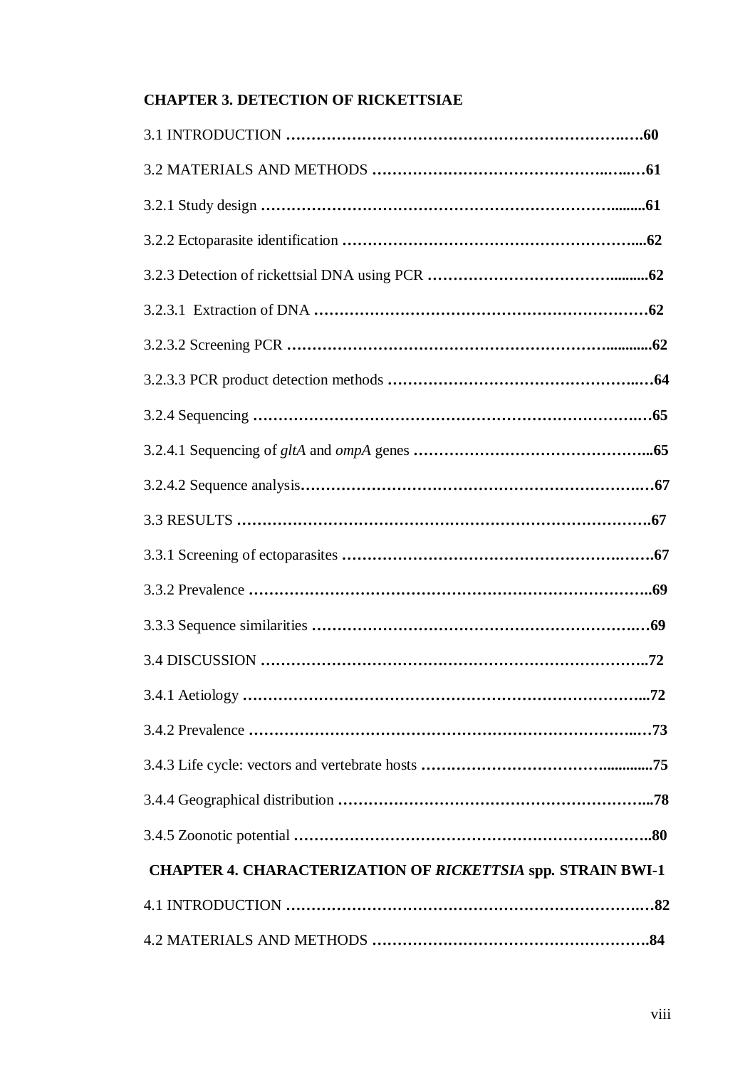**CHAPTER 3. DETECTION OF RICKETTSIAE**

3.1 INTRODUCTION ……………………………………………………………….….60

3.2 MATERIALS AND METHODS ……………………………………….…..….61

3.2.1 Study design ……………………………………………………………........61

3.2.2 Ectoparasite identification …………………………………………………....62

3.2.3 Detection of rickettsial DNA using PCR ……………………………..........62

3.2.3.1 Extraction of DNA …………………………………………………………62

3.2.3.2 Screening PCR ……………………………………………………............62

3.2.3.3 PCR product detection methods ……………………………………..….64

3.2.4 Sequencing ………………………………………………………………….…65

3.2.4.1 Sequencing of *gltA* and *ompA* genes ………………………………………...65

3.2.4.2 Sequence analysis…………………………………………………………….…67

3.3 RESULTS ……………………………………………………………………….67

3.3.1 Screening of ectoparasites …………………………………………….…….67

3.3.2 Prevalence …………………………………………………………………….69

3.3.3 Sequence similarities ………………………………………………………..…69

3.4 DISCUSSION ……………………………………………………………………..72

3.4.1 Aetiology ……………………………………………………………………...72

3.4.2 Prevalence ……………………………………………………………….…73

3.4.3 Life cycle: vectors and vertebrate hosts …………………………….............75

3.4.4 Geographical distribution …………………………………………………...78

3.4.5 Zoonotic potential ……………………………………………………………..80

**CHAPTER 4. CHARACTERIZATION OF *RICKETTSIA* spp. STRAIN BWI-1**

4.1 INTRODUCTION ………………………………………………………….……82

4.2 MATERIALS AND METHODS …………………………………………….84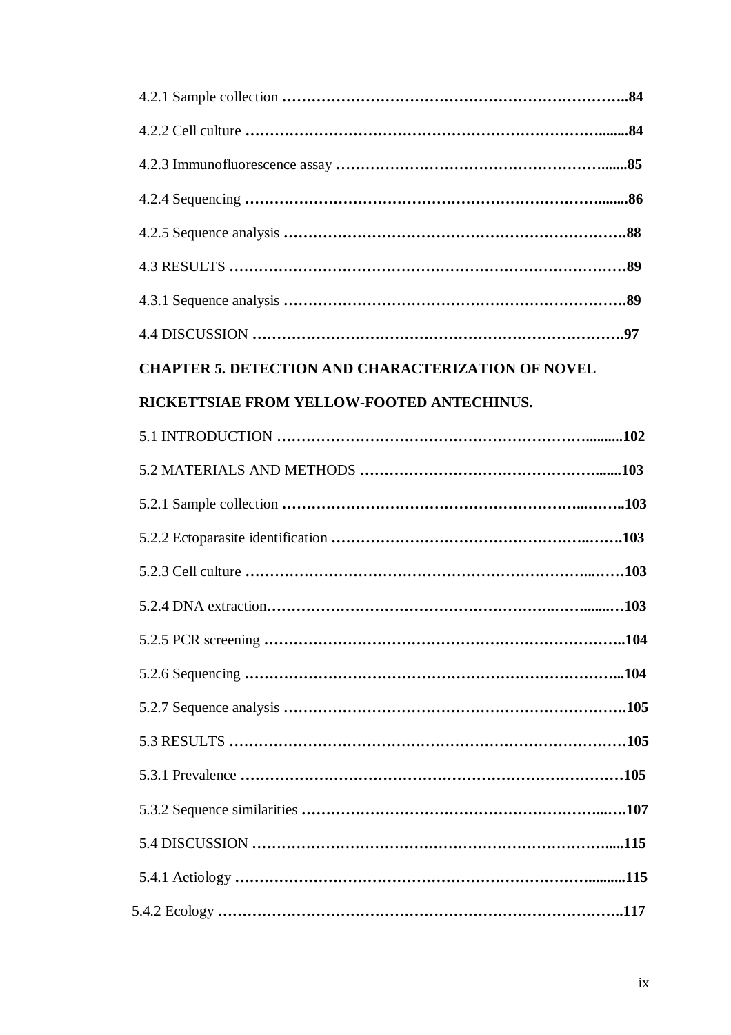4.2.1 Sample collection ………………………………………………………………..84

4.2.2 Cell culture ………………………………………………………………........84

4.2.3 Immunofluorescence assay …………………………………………………........85

4.2.4 Sequencing …………………………………………………………………........86

4.2.5 Sequence analysis …………………………………………………………….88

4.3 RESULTS …………………………………………………………………………89

4.3.1 Sequence analysis …………………………………………………………….89

4.4 DISCUSSION ……………………………………………………………………97

**CHAPTER 5. DETECTION AND CHARACTERIZATION OF NOVEL RICKETTSIAE FROM YELLOW-FOOTED ANTECHINUS.**

5.1 INTRODUCTION ……………………………………………………….........102

5.2 MATERIALS AND METHODS ……………………………………….......103

5.2.1 Sample collection ………………………………………………...……..103

5.2.2 Ectoparasite identification ……………………………………….…….103

5.2.3 Cell culture ……………………………………………………………...……103

5.2.4 DNA extraction……………………………………………..……........…103

5.2.5 PCR screening ………………………………………………………………..104

5.2.6 Sequencing ……………………………………………………………………...104

5.2.7 Sequence analysis …………………………………………………………….105

5.3 RESULTS …………………………………………………………………………105

5.3.1 Prevalence ……………………………………………………………………105

5.3.2 Sequence similarities …………………………………………………...….107

5.4 DISCUSSION ……………………………………………………………….....115

5.4.1 Aetiology ……………………………………………………………..........115

5.4.2 Ecology …………………………………………………………………………..117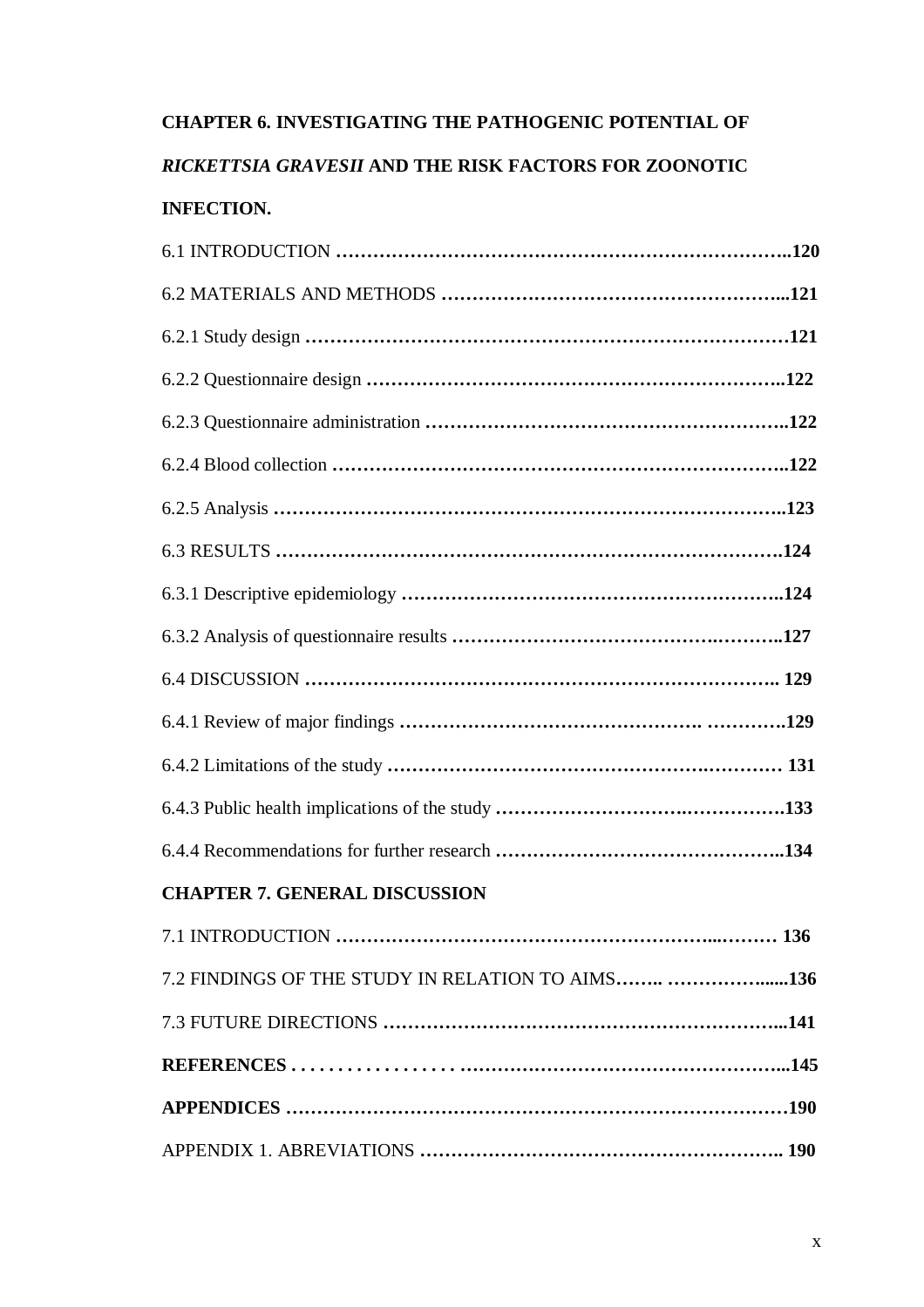**CHAPTER 6. INVESTIGATING THE PATHOGENIC POTENTIAL OF *RICKETTSIA GRAVESII* AND THE RISK FACTORS FOR ZOONOTIC INFECTION.**

6.1 INTRODUCTION **……………………………………………………………..120**

6.2 MATERIALS AND METHODS **………………………………………………...121**

6.2.1 Study design **…………………………………………………………………121**

6.2.2 Questionnaire design **………………………………………………………..122**

6.2.3 Questionnaire administration **………………………………………………..122**

6.2.4 Blood collection **……………………………………………………………..122**

6.2.5 Analysis **……………………………………………………………………..123**

6.3 RESULTS **……………………………………………………………………….124**

6.3.1 Descriptive epidemiology **…………………………………………………..124**

6.3.2 Analysis of questionnaire results **…………………………………….………..127**

6.4 DISCUSSION **………………………………………………………………….. 129**

6.4.1 Review of major findings **…………………………………………. ………….129**

6.4.2 Limitations of the study **……………………………………………….………… 131**

6.4.3 Public health implications of the study **…………………………….…………….133**

6.4.4 Recommendations for further research **………………………………………..134**

**CHAPTER 7. GENERAL DISCUSSION**

7.1 INTRODUCTION **……………………………………………………...……… 136**

7.2 FINDINGS OF THE STUDY IN RELATION TO AIMS**…….. ……………......136**

7.3 FUTURE DIRECTIONS **………………………………………………………...141**

**REFERENCES . . . . . . . . . . . . . . . . . . .…….…………………………………...145**

**APPENDICES ………………………………………………………………………190**

APPENDIX 1. ABREVIATIONS **……………………………………………….. 190**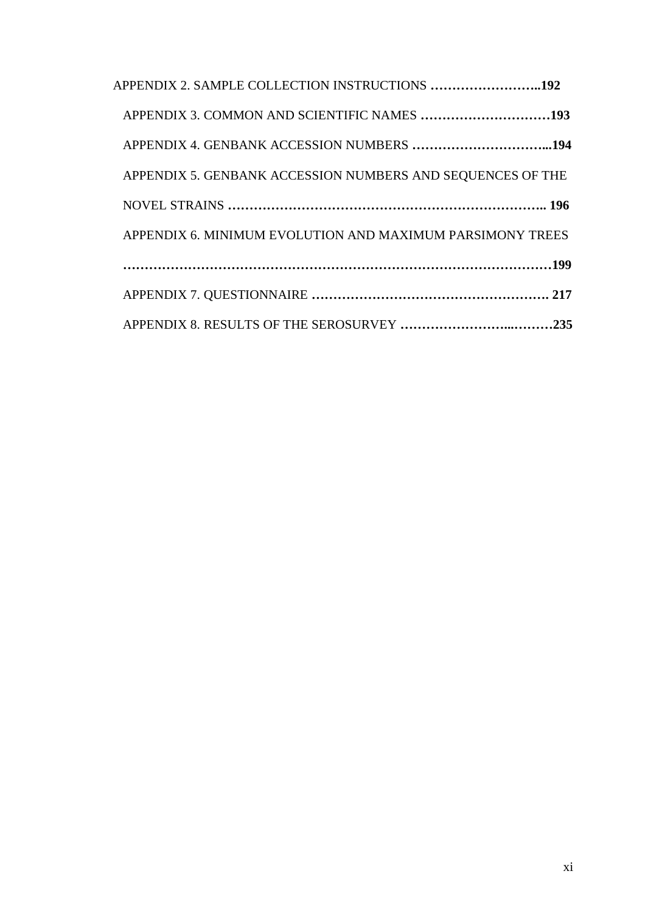APPENDIX 2. SAMPLE COLLECTION INSTRUCTIONS ……………………..192

APPENDIX 3. COMMON AND SCIENTIFIC NAMES …………………………193

APPENDIX 4. GENBANK ACCESSION NUMBERS …………………………...194

APPENDIX 5. GENBANK ACCESSION NUMBERS AND SEQUENCES OF THE NOVEL STRAINS ………………………………………………………………….. 196

APPENDIX 6. MINIMUM EVOLUTION AND MAXIMUM PARSIMONY TREES ……………………………………………………………………………………199

APPENDIX 7. QUESTIONNAIRE ………………………………………………. 217

APPENDIX 8. RESULTS OF THE SEROSURVEY …………………...………235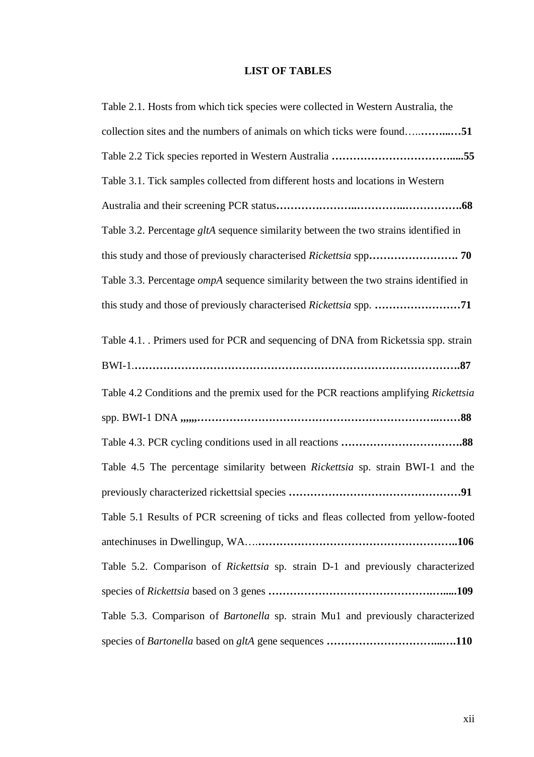# LIST OF TABLES

Table 2.1. Hosts from which tick species were collected in Western Australia, the collection sites and the numbers of animals on which ticks were found…..……...…**51**

Table 2.2 Tick species reported in Western Australia ……………………………....**55**

Table 3.1. Tick samples collected from different hosts and locations in Western Australia and their screening PCR status…………………...…………..…………….**68**

Table 3.2. Percentage *gltA* sequence similarity between the two strains identified in this study and those of previously characterised *Rickettsia* spp……………………. **70**

Table 3.3. Percentage *ompA* sequence similarity between the two strains identified in this study and those of previously characterised *Rickettsia* spp. ……………………**71**

Table 4.1. . Primers used for PCR and sequencing of DNA from Ricketssia spp. strain BWI-1……………………………………………………………………………….**87**

Table 4.2 Conditions and the premix used for the PCR reactions amplifying *Rickettsia* spp. BWI-1 DNA ,,,,,,…………………………………………………………..……**88**

Table 4.3. PCR cycling conditions used in all reactions …………………………….**88**

Table 4.5 The percentage similarity between *Rickettsia* sp. strain BWI-1 and the previously characterized rickettsial species …………………………………………**91**

Table 5.1 Results of PCR screening of ticks and fleas collected from yellow-footed antechinuses in Dwellingup, WA….………………………………………………..**106**

Table 5.2. Comparison of *Rickettsia* sp. strain D-1 and previously characterized species of *Rickettsia* based on 3 genes ………………………………………….…....**109**

Table 5.3. Comparison of *Bartonella* sp. strain Mu1 and previously characterized species of *Bartonella* based on *gltA* gene sequences …………………………...….**110**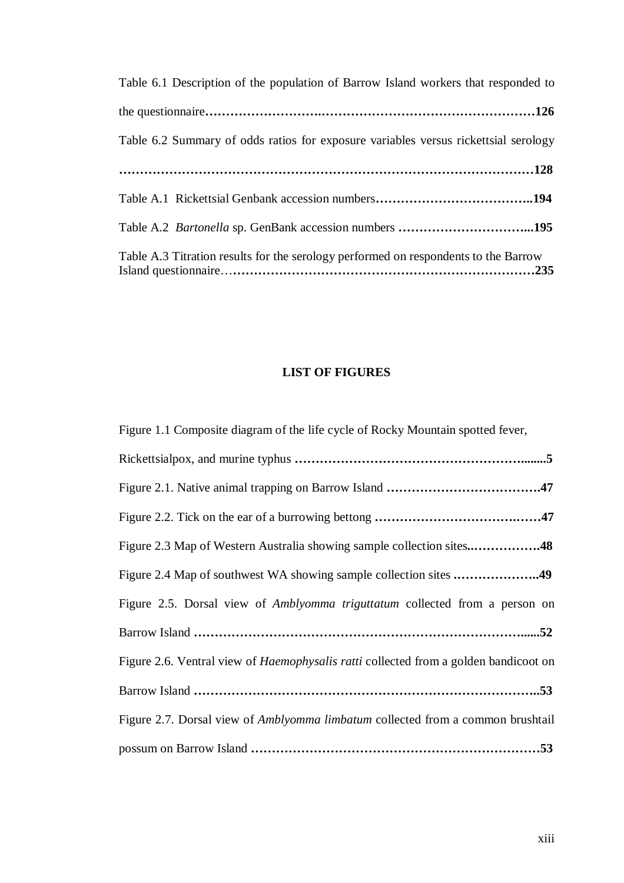Table 6.1 Description of the population of Barrow Island workers that responded to the questionnaire……………………….……………………………………………126

Table 6.2 Summary of odds ratios for exposure variables versus rickettsial serology ………………………………………………………………………………………128

Table A.1 Rickettsial Genbank accession numbers………………………………..194

Table A.2 *Bartonella* sp. GenBank accession numbers …………………………...195

Table A.3 Titration results for the serology performed on respondents to the Barrow Island questionnaire……………………………………………………………………235

## LIST OF FIGURES

Figure 1.1 Composite diagram of the life cycle of Rocky Mountain spotted fever, Rickettsialpox, and murine typhus …………………………………………….......5

Figure 2.1. Native animal trapping on Barrow Island ……………………………….47

Figure 2.2. Tick on the ear of a burrowing bettong ……………………………….……47

Figure 2.3 Map of Western Australia showing sample collection sites..…………….48

Figure 2.4 Map of southwest WA showing sample collection sites ………………..49

Figure 2.5. Dorsal view of *Amblyomma triguttatum* collected from a person on Barrow Island ……………………………………………………………………….....52

Figure 2.6. Ventral view of *Haemophysalis ratti* collected from a golden bandicoot on Barrow Island ………………………………………………………………………..53

Figure 2.7. Dorsal view of *Amblyomma limbatum* collected from a common brushtail possum on Barrow Island ……………………………………………………………53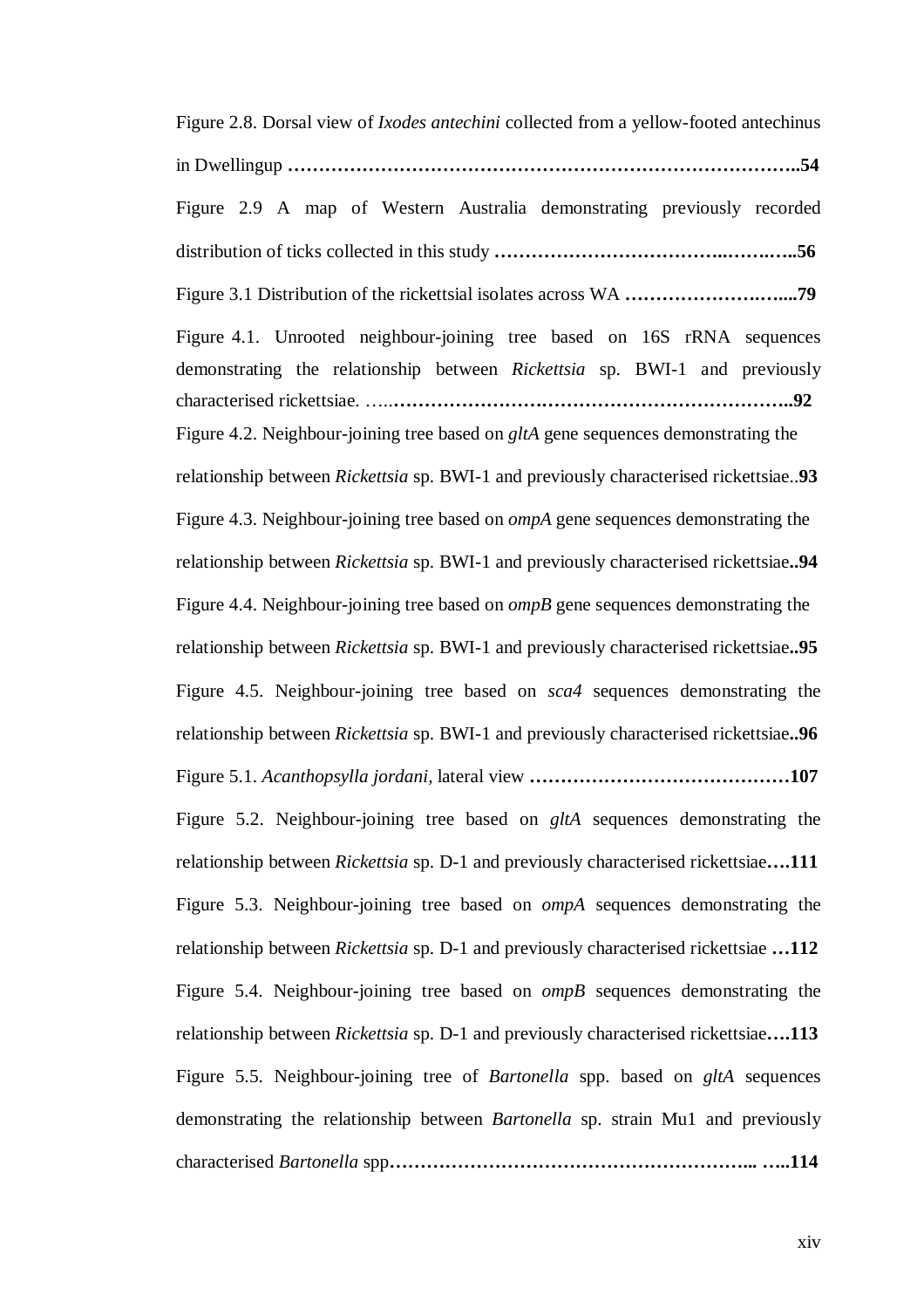Figure 2.8. Dorsal view of *Ixodes antechini* collected from a yellow-footed antechinus in Dwellingup **……………………………………………………………………..54**

Figure 2.9 A map of Western Australia demonstrating previously recorded distribution of ticks collected in this study **………………………………..……..…..56**

Figure 3.1 Distribution of the rickettsial isolates across WA **…………………….…....79**

Figure 4.1. Unrooted neighbour-joining tree based on 16S rRNA sequences demonstrating the relationship between *Rickettsia* sp. BWI-1 and previously characterised rickettsiae. …..**………………………………………………………..92**

Figure 4.2. Neighbour-joining tree based on *gltA* gene sequences demonstrating the relationship between *Rickettsia* sp. BWI-1 and previously characterised rickettsiae..**93**

Figure 4.3. Neighbour-joining tree based on *ompA* gene sequences demonstrating the relationship between *Rickettsia* sp. BWI-1 and previously characterised rickettsiae**..94**

Figure 4.4. Neighbour-joining tree based on *ompB* gene sequences demonstrating the relationship between *Rickettsia* sp. BWI-1 and previously characterised rickettsiae**..95**

Figure 4.5. Neighbour-joining tree based on *sca4* sequences demonstrating the relationship between *Rickettsia* sp. BWI-1 and previously characterised rickettsiae**..96**

Figure 5.1. *Acanthopsylla jordani,* lateral view **……………………………………107**

Figure 5.2. Neighbour-joining tree based on *gltA* sequences demonstrating the relationship between *Rickettsia* sp. D-1 and previously characterised rickettsiae**….111**

Figure 5.3. Neighbour-joining tree based on *ompA* sequences demonstrating the relationship between *Rickettsia* sp. D-1 and previously characterised rickettsiae **…112**

Figure 5.4. Neighbour-joining tree based on *ompB* sequences demonstrating the relationship between *Rickettsia* sp. D-1 and previously characterised rickettsiae**….113**

Figure 5.5. Neighbour-joining tree of *Bartonella* spp. based on *gltA* sequences demonstrating the relationship between *Bartonella* sp. strain Mu1 and previously characterised *Bartonella* spp**………………………………………………….. …..114**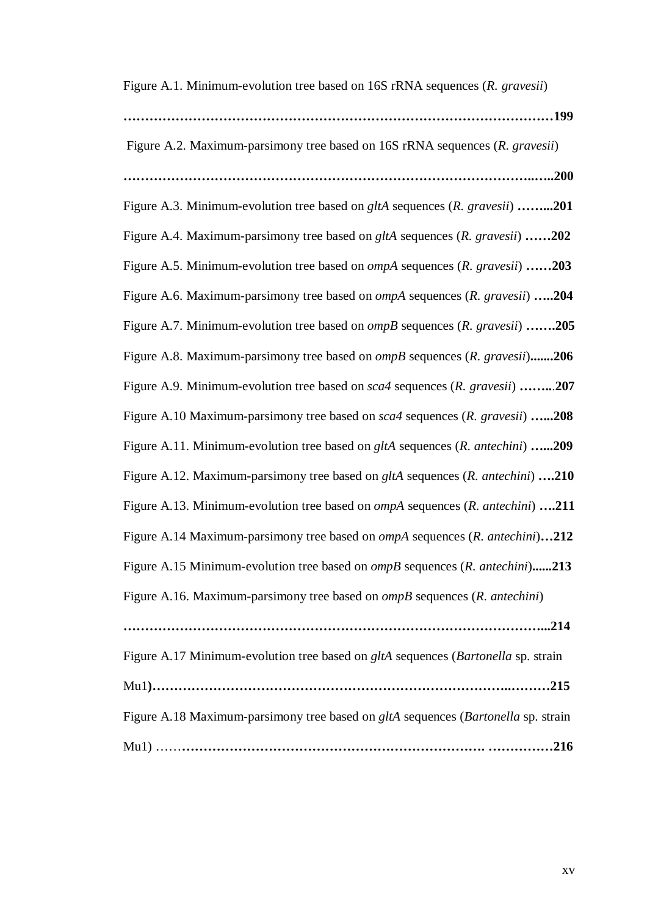Figure A.1. Minimum-evolution tree based on 16S rRNA sequences (*R. gravesii*) **…………………………………………………………………………………………199**

Figure A.2. Maximum-parsimony tree based on 16S rRNA sequences (*R. gravesii*) **……………………………………………………………………………..…..200**

Figure A.3. Minimum-evolution tree based on *gltA* sequences (*R. gravesii*) **……...201**

Figure A.4. Maximum-parsimony tree based on *gltA* sequences (*R. gravesii*) **……202**

Figure A.5. Minimum-evolution tree based on *ompA* sequences (*R. gravesii*) **……203**

Figure A.6. Maximum-parsimony tree based on *ompA* sequences (*R. gravesii*) **…..204**

Figure A.7. Minimum-evolution tree based on *ompB* sequences (*R. gravesii*) **…….205**

Figure A.8. Maximum-parsimony tree based on *ompB* sequences (*R. gravesii*)**.......206**

Figure A.9. Minimum-evolution tree based on *sca4* sequences (*R. gravesii*) **……..207**

Figure A.10 Maximum-parsimony tree based on *sca4* sequences (*R. gravesii*) **…...208**

Figure A.11. Minimum-evolution tree based on *gltA* sequences (*R. antechini*) **…...209**

Figure A.12. Maximum-parsimony tree based on *gltA* sequences (*R. antechini*) **….210**

Figure A.13. Minimum-evolution tree based on *ompA* sequences (*R. antechini*) **….211**

Figure A.14 Maximum-parsimony tree based on *ompA* sequences (*R. antechini*)**…212**

Figure A.15 Minimum-evolution tree based on *ompB* sequences (*R. antechini*)**......213**

Figure A.16. Maximum-parsimony tree based on *ompB* sequences (*R. antechini*) **………………………………………………………………………………...214**

Figure A.17 Minimum-evolution tree based on *gltA* sequences (*Bartonella* sp. strain Mu1**)……………………………………………………………………..………215**

Figure A.18 Maximum-parsimony tree based on *gltA* sequences (*Bartonella* sp. strain Mu1) ……**……………………………………………………………. ……………216**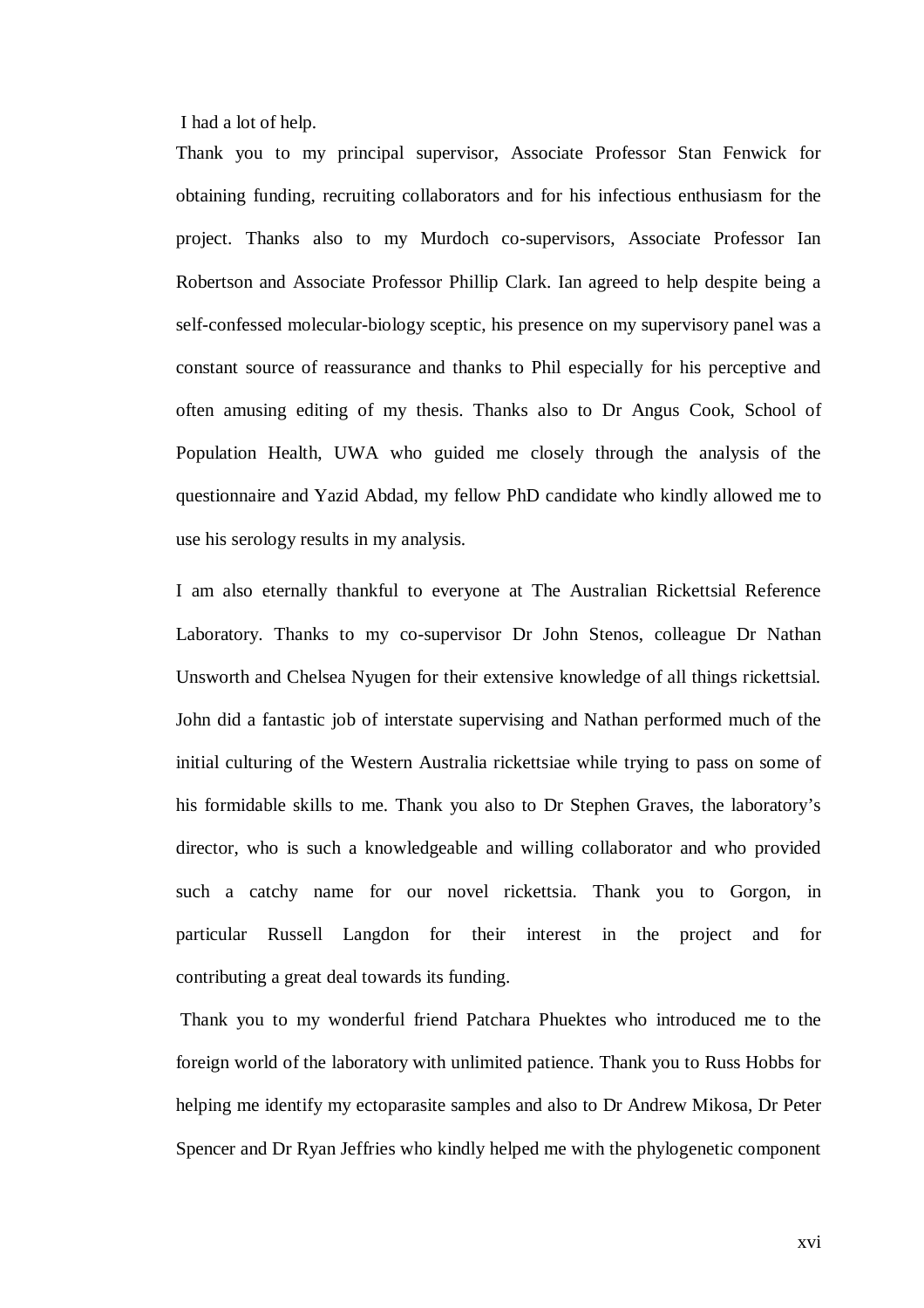I had a lot of help.

Thank you to my principal supervisor, Associate Professor Stan Fenwick for obtaining funding, recruiting collaborators and for his infectious enthusiasm for the project. Thanks also to my Murdoch co-supervisors, Associate Professor Ian Robertson and Associate Professor Phillip Clark. Ian agreed to help despite being a self-confessed molecular-biology sceptic, his presence on my supervisory panel was a constant source of reassurance and thanks to Phil especially for his perceptive and often amusing editing of my thesis. Thanks also to Dr Angus Cook, School of Population Health, UWA who guided me closely through the analysis of the questionnaire and Yazid Abdad, my fellow PhD candidate who kindly allowed me to use his serology results in my analysis.

I am also eternally thankful to everyone at The Australian Rickettsial Reference Laboratory. Thanks to my co-supervisor Dr John Stenos, colleague Dr Nathan Unsworth and Chelsea Nyugen for their extensive knowledge of all things rickettsial. John did a fantastic job of interstate supervising and Nathan performed much of the initial culturing of the Western Australia rickettsiae while trying to pass on some of his formidable skills to me. Thank you also to Dr Stephen Graves, the laboratory's director, who is such a knowledgeable and willing collaborator and who provided such a catchy name for our novel rickettsia. Thank you to Gorgon, in particular Russell Langdon for their interest in the project and for contributing a great deal towards its funding.

Thank you to my wonderful friend Patchara Phuektes who introduced me to the foreign world of the laboratory with unlimited patience. Thank you to Russ Hobbs for helping me identify my ectoparasite samples and also to Dr Andrew Mikosa, Dr Peter Spencer and Dr Ryan Jeffries who kindly helped me with the phylogenetic component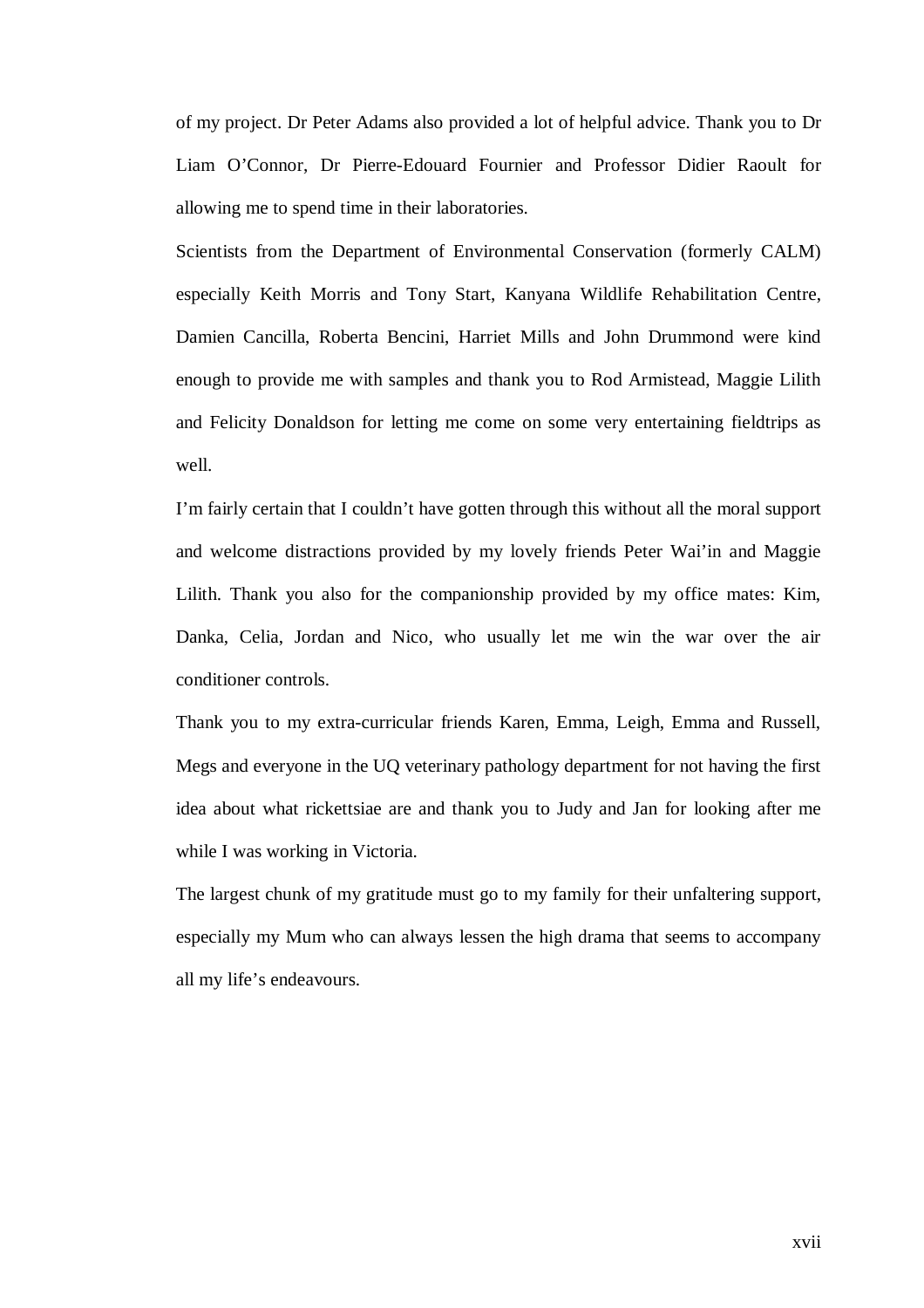of my project. Dr Peter Adams also provided a lot of helpful advice. Thank you to Dr Liam O'Connor, Dr Pierre-Edouard Fournier and Professor Didier Raoult for allowing me to spend time in their laboratories.

Scientists from the Department of Environmental Conservation (formerly CALM) especially Keith Morris and Tony Start, Kanyana Wildlife Rehabilitation Centre, Damien Cancilla, Roberta Bencini, Harriet Mills and John Drummond were kind enough to provide me with samples and thank you to Rod Armistead, Maggie Lilith and Felicity Donaldson for letting me come on some very entertaining fieldtrips as well.

I'm fairly certain that I couldn't have gotten through this without all the moral support and welcome distractions provided by my lovely friends Peter Wai'in and Maggie Lilith. Thank you also for the companionship provided by my office mates: Kim, Danka, Celia, Jordan and Nico, who usually let me win the war over the air conditioner controls.

Thank you to my extra-curricular friends Karen, Emma, Leigh, Emma and Russell, Megs and everyone in the UQ veterinary pathology department for not having the first idea about what rickettsiae are and thank you to Judy and Jan for looking after me while I was working in Victoria.

The largest chunk of my gratitude must go to my family for their unfaltering support, especially my Mum who can always lessen the high drama that seems to accompany all my life's endeavours.